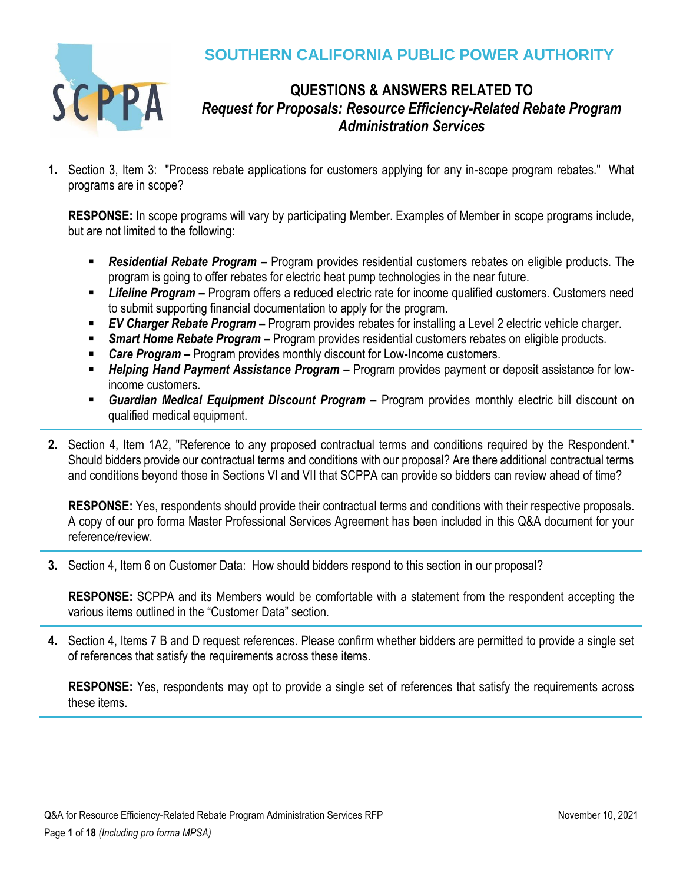# SOUTHERN CALIFORNIA PUBLIC POWER AUTHORITY

## QUESTIONS & ANSWERS RELATED TO *Request for Proposals: Resource Efficiency-Related Rebate Program Administration Services*

**1.** Section 3, Item 3: "Process rebate applications for customers applying for any in-scope program rebates." What programs are in scope?

**RESPONSE:** In scope programs will vary by participating Member. Examples of Member in scope programs include, but are not limited to the following:

- ***Residential Rebate Program –*** Program provides residential customers rebates on eligible products. The program is going to offer rebates for electric heat pump technologies in the near future.
- ***Lifeline Program –*** Program offers a reduced electric rate for income qualified customers. Customers need to submit supporting financial documentation to apply for the program.
- ***EV Charger Rebate Program –*** Program provides rebates for installing a Level 2 electric vehicle charger.
- ***Smart Home Rebate Program –*** Program provides residential customers rebates on eligible products.
- ***Care Program –*** Program provides monthly discount for Low-Income customers.
- ***Helping Hand Payment Assistance Program –*** Program provides payment or deposit assistance for low-income customers.
- ***Guardian Medical Equipment Discount Program –*** Program provides monthly electric bill discount on qualified medical equipment.

---

**2.** Section 4, Item 1A2, "Reference to any proposed contractual terms and conditions required by the Respondent." Should bidders provide our contractual terms and conditions with our proposal? Are there additional contractual terms and conditions beyond those in Sections VI and VII that SCPPA can provide so bidders can review ahead of time?

**RESPONSE:** Yes, respondents should provide their contractual terms and conditions with their respective proposals. A copy of our pro forma Master Professional Services Agreement has been included in this Q&A document for your reference/review.

---

**3.** Section 4, Item 6 on Customer Data: How should bidders respond to this section in our proposal?

**RESPONSE:** SCPPA and its Members would be comfortable with a statement from the respondent accepting the various items outlined in the "Customer Data" section.

---

**4.** Section 4, Items 7 B and D request references. Please confirm whether bidders are permitted to provide a single set of references that satisfy the requirements across these items.

**RESPONSE:** Yes, respondents may opt to provide a single set of references that satisfy the requirements across these items.

---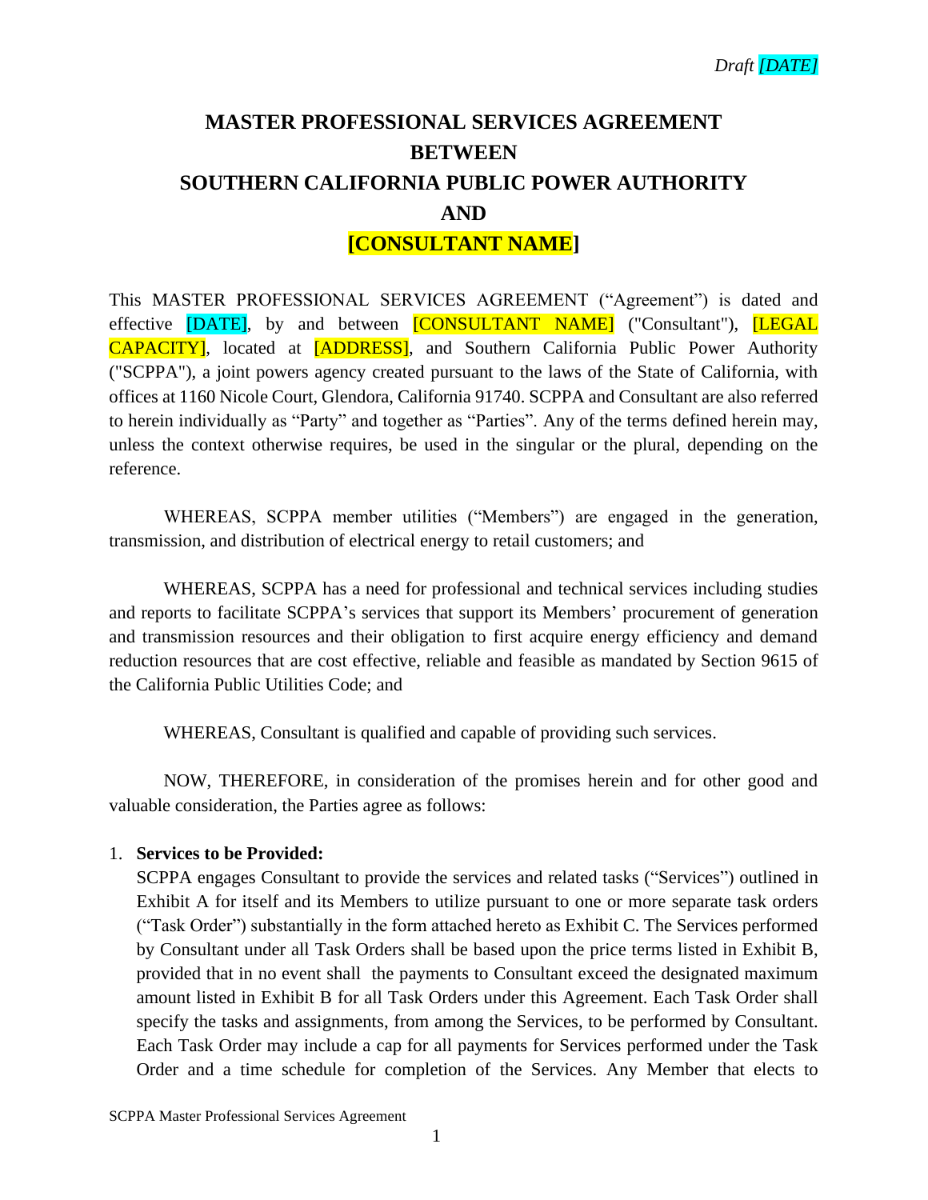*Draft [DATE]*

# MASTER PROFESSIONAL SERVICES AGREEMENT BETWEEN SOUTHERN CALIFORNIA PUBLIC POWER AUTHORITY AND [CONSULTANT NAME]

This MASTER PROFESSIONAL SERVICES AGREEMENT ("Agreement") is dated and effective [DATE], by and between [CONSULTANT NAME] ("Consultant"), [LEGAL CAPACITY], located at [ADDRESS], and Southern California Public Power Authority ("SCPPA"), a joint powers agency created pursuant to the laws of the State of California, with offices at 1160 Nicole Court, Glendora, California 91740. SCPPA and Consultant are also referred to herein individually as "Party" and together as "Parties". Any of the terms defined herein may, unless the context otherwise requires, be used in the singular or the plural, depending on the reference.

WHEREAS, SCPPA member utilities ("Members") are engaged in the generation, transmission, and distribution of electrical energy to retail customers; and

WHEREAS, SCPPA has a need for professional and technical services including studies and reports to facilitate SCPPA's services that support its Members' procurement of generation and transmission resources and their obligation to first acquire energy efficiency and demand reduction resources that are cost effective, reliable and feasible as mandated by Section 9615 of the California Public Utilities Code; and

WHEREAS, Consultant is qualified and capable of providing such services.

NOW, THEREFORE, in consideration of the promises herein and for other good and valuable consideration, the Parties agree as follows:

1. **Services to be Provided:**
   SCPPA engages Consultant to provide the services and related tasks ("Services") outlined in Exhibit A for itself and its Members to utilize pursuant to one or more separate task orders ("Task Order") substantially in the form attached hereto as Exhibit C. The Services performed by Consultant under all Task Orders shall be based upon the price terms listed in Exhibit B, provided that in no event shall the payments to Consultant exceed the designated maximum amount listed in Exhibit B for all Task Orders under this Agreement. Each Task Order shall specify the tasks and assignments, from among the Services, to be performed by Consultant. Each Task Order may include a cap for all payments for Services performed under the Task Order and a time schedule for completion of the Services. Any Member that elects to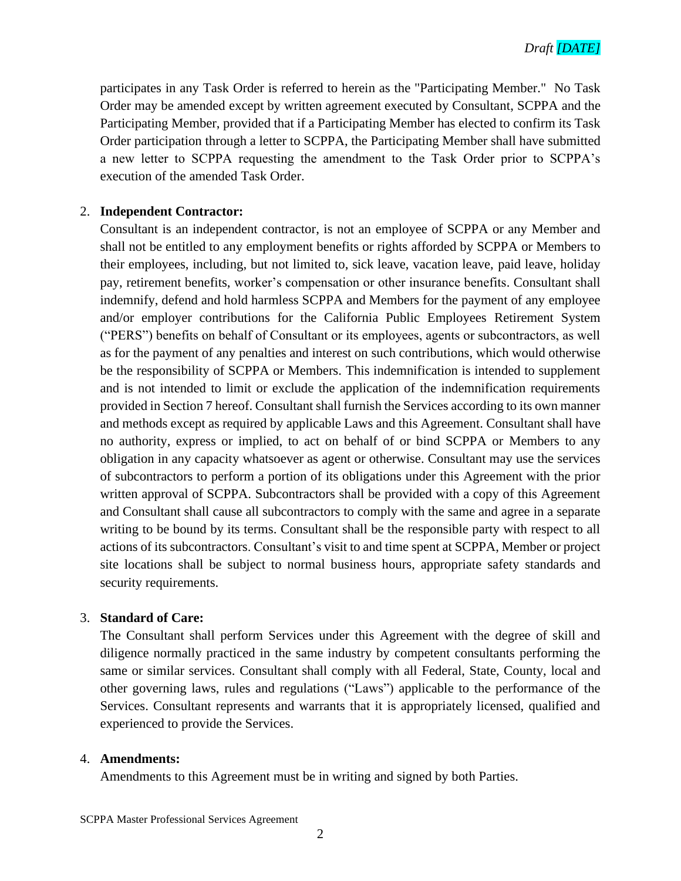participates in any Task Order is referred to herein as the "Participating Member." No Task Order may be amended except by written agreement executed by Consultant, SCPPA and the Participating Member, provided that if a Participating Member has elected to confirm its Task Order participation through a letter to SCPPA, the Participating Member shall have submitted a new letter to SCPPA requesting the amendment to the Task Order prior to SCPPA's execution of the amended Task Order.

2. **Independent Contractor:**
   Consultant is an independent contractor, is not an employee of SCPPA or any Member and shall not be entitled to any employment benefits or rights afforded by SCPPA or Members to their employees, including, but not limited to, sick leave, vacation leave, paid leave, holiday pay, retirement benefits, worker's compensation or other insurance benefits. Consultant shall indemnify, defend and hold harmless SCPPA and Members for the payment of any employee and/or employer contributions for the California Public Employees Retirement System ("PERS") benefits on behalf of Consultant or its employees, agents or subcontractors, as well as for the payment of any penalties and interest on such contributions, which would otherwise be the responsibility of SCPPA or Members. This indemnification is intended to supplement and is not intended to limit or exclude the application of the indemnification requirements provided in Section 7 hereof. Consultant shall furnish the Services according to its own manner and methods except as required by applicable Laws and this Agreement. Consultant shall have no authority, express or implied, to act on behalf of or bind SCPPA or Members to any obligation in any capacity whatsoever as agent or otherwise. Consultant may use the services of subcontractors to perform a portion of its obligations under this Agreement with the prior written approval of SCPPA. Subcontractors shall be provided with a copy of this Agreement and Consultant shall cause all subcontractors to comply with the same and agree in a separate writing to be bound by its terms. Consultant shall be the responsible party with respect to all actions of its subcontractors. Consultant's visit to and time spent at SCPPA, Member or project site locations shall be subject to normal business hours, appropriate safety standards and security requirements.

3. **Standard of Care:**
   The Consultant shall perform Services under this Agreement with the degree of skill and diligence normally practiced in the same industry by competent consultants performing the same or similar services. Consultant shall comply with all Federal, State, County, local and other governing laws, rules and regulations ("Laws") applicable to the performance of the Services. Consultant represents and warrants that it is appropriately licensed, qualified and experienced to provide the Services.

4. **Amendments:**
   Amendments to this Agreement must be in writing and signed by both Parties.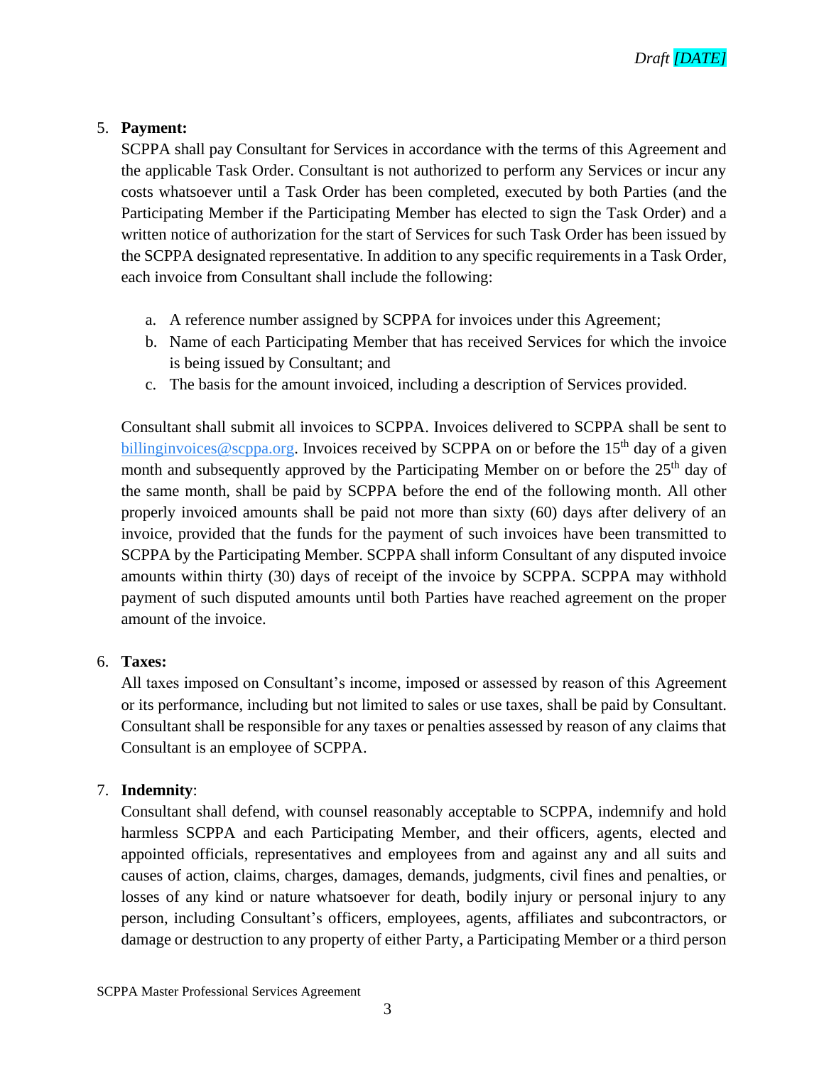5. **Payment:**

   SCPPA shall pay Consultant for Services in accordance with the terms of this Agreement and the applicable Task Order. Consultant is not authorized to perform any Services or incur any costs whatsoever until a Task Order has been completed, executed by both Parties (and the Participating Member if the Participating Member has elected to sign the Task Order) and a written notice of authorization for the start of Services for such Task Order has been issued by the SCPPA designated representative. In addition to any specific requirements in a Task Order, each invoice from Consultant shall include the following:

   a. A reference number assigned by SCPPA for invoices under this Agreement;
   b. Name of each Participating Member that has received Services for which the invoice is being issued by Consultant; and
   c. The basis for the amount invoiced, including a description of Services provided.

   Consultant shall submit all invoices to SCPPA. Invoices delivered to SCPPA shall be sent to billinginvoices@scppa.org. Invoices received by SCPPA on or before the 15th day of a given month and subsequently approved by the Participating Member on or before the 25th day of the same month, shall be paid by SCPPA before the end of the following month. All other properly invoiced amounts shall be paid not more than sixty (60) days after delivery of an invoice, provided that the funds for the payment of such invoices have been transmitted to SCPPA by the Participating Member. SCPPA shall inform Consultant of any disputed invoice amounts within thirty (30) days of receipt of the invoice by SCPPA. SCPPA may withhold payment of such disputed amounts until both Parties have reached agreement on the proper amount of the invoice.

6. **Taxes:**

   All taxes imposed on Consultant's income, imposed or assessed by reason of this Agreement or its performance, including but not limited to sales or use taxes, shall be paid by Consultant. Consultant shall be responsible for any taxes or penalties assessed by reason of any claims that Consultant is an employee of SCPPA.

7. **Indemnity**:

   Consultant shall defend, with counsel reasonably acceptable to SCPPA, indemnify and hold harmless SCPPA and each Participating Member, and their officers, agents, elected and appointed officials, representatives and employees from and against any and all suits and causes of action, claims, charges, damages, demands, judgments, civil fines and penalties, or losses of any kind or nature whatsoever for death, bodily injury or personal injury to any person, including Consultant's officers, employees, agents, affiliates and subcontractors, or damage or destruction to any property of either Party, a Participating Member or a third person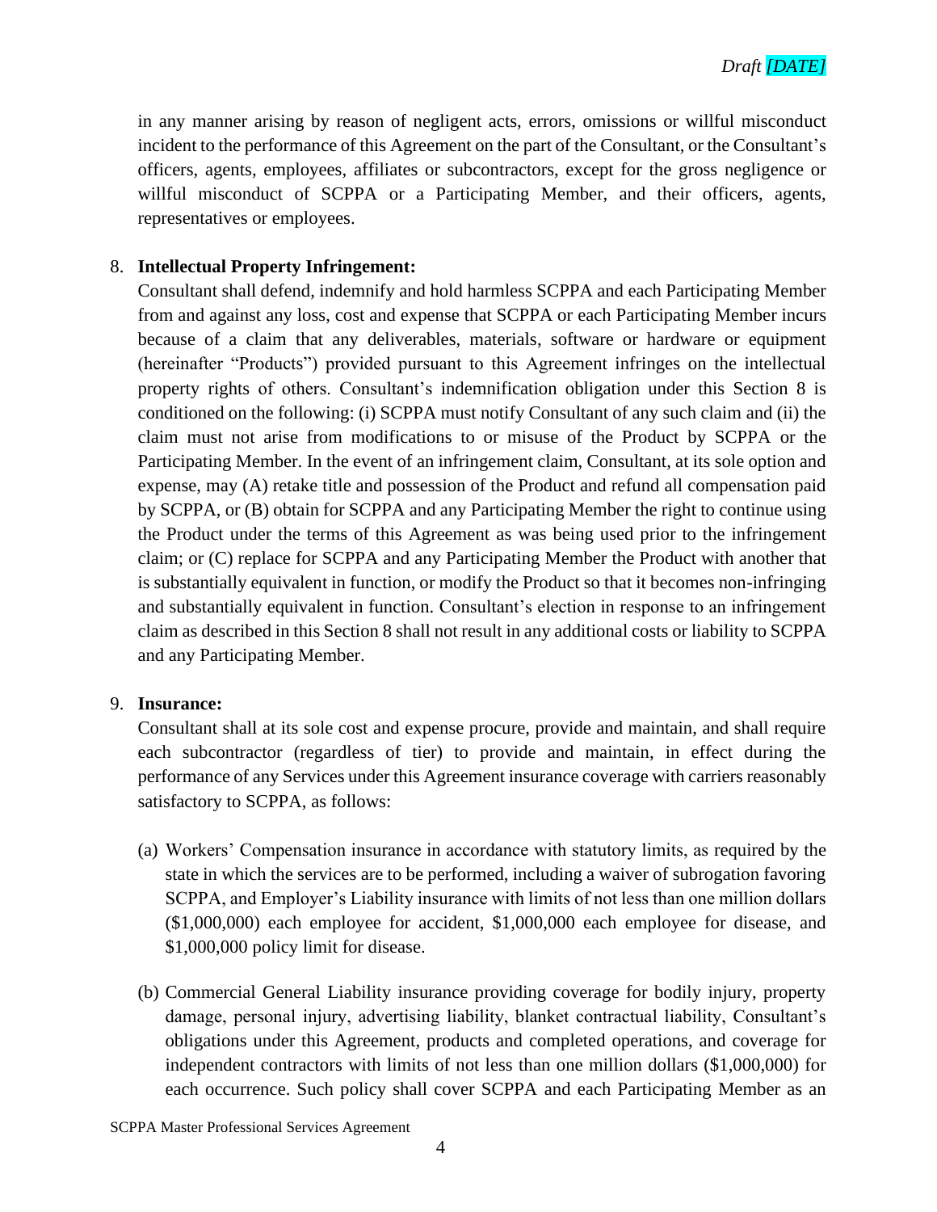in any manner arising by reason of negligent acts, errors, omissions or willful misconduct incident to the performance of this Agreement on the part of the Consultant, or the Consultant's officers, agents, employees, affiliates or subcontractors, except for the gross negligence or willful misconduct of SCPPA or a Participating Member, and their officers, agents, representatives or employees.

8. **Intellectual Property Infringement:**
   Consultant shall defend, indemnify and hold harmless SCPPA and each Participating Member from and against any loss, cost and expense that SCPPA or each Participating Member incurs because of a claim that any deliverables, materials, software or hardware or equipment (hereinafter "Products") provided pursuant to this Agreement infringes on the intellectual property rights of others. Consultant's indemnification obligation under this Section 8 is conditioned on the following: (i) SCPPA must notify Consultant of any such claim and (ii) the claim must not arise from modifications to or misuse of the Product by SCPPA or the Participating Member. In the event of an infringement claim, Consultant, at its sole option and expense, may (A) retake title and possession of the Product and refund all compensation paid by SCPPA, or (B) obtain for SCPPA and any Participating Member the right to continue using the Product under the terms of this Agreement as was being used prior to the infringement claim; or (C) replace for SCPPA and any Participating Member the Product with another that is substantially equivalent in function, or modify the Product so that it becomes non-infringing and substantially equivalent in function. Consultant's election in response to an infringement claim as described in this Section 8 shall not result in any additional costs or liability to SCPPA and any Participating Member.

9. **Insurance:**
   Consultant shall at its sole cost and expense procure, provide and maintain, and shall require each subcontractor (regardless of tier) to provide and maintain, in effect during the performance of any Services under this Agreement insurance coverage with carriers reasonably satisfactory to SCPPA, as follows:

   (a) Workers' Compensation insurance in accordance with statutory limits, as required by the state in which the services are to be performed, including a waiver of subrogation favoring SCPPA, and Employer's Liability insurance with limits of not less than one million dollars ($1,000,000) each employee for accident, $1,000,000 each employee for disease, and $1,000,000 policy limit for disease.

   (b) Commercial General Liability insurance providing coverage for bodily injury, property damage, personal injury, advertising liability, blanket contractual liability, Consultant's obligations under this Agreement, products and completed operations, and coverage for independent contractors with limits of not less than one million dollars ($1,000,000) for each occurrence. Such policy shall cover SCPPA and each Participating Member as an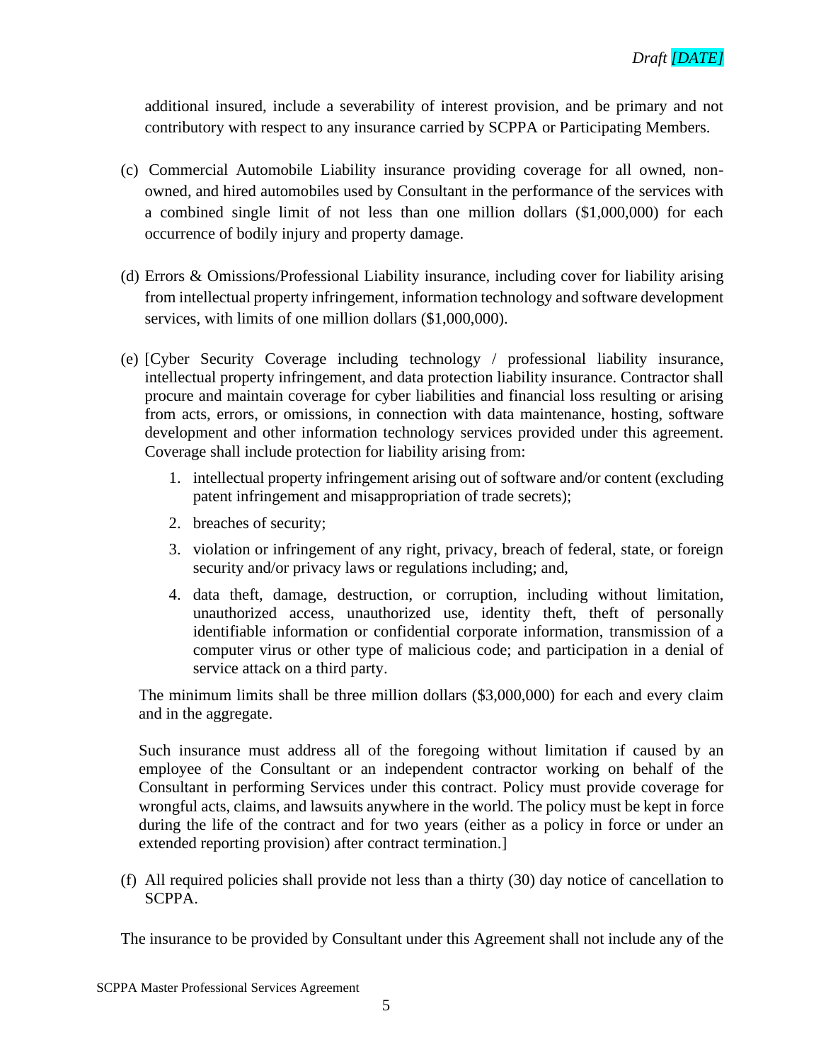additional insured, include a severability of interest provision, and be primary and not contributory with respect to any insurance carried by SCPPA or Participating Members.

(c) Commercial Automobile Liability insurance providing coverage for all owned, non-owned, and hired automobiles used by Consultant in the performance of the services with a combined single limit of not less than one million dollars ($1,000,000) for each occurrence of bodily injury and property damage.

(d) Errors & Omissions/Professional Liability insurance, including cover for liability arising from intellectual property infringement, information technology and software development services, with limits of one million dollars ($1,000,000).

(e) [Cyber Security Coverage including technology / professional liability insurance, intellectual property infringement, and data protection liability insurance. Contractor shall procure and maintain coverage for cyber liabilities and financial loss resulting or arising from acts, errors, or omissions, in connection with data maintenance, hosting, software development and other information technology services provided under this agreement. Coverage shall include protection for liability arising from:

1. intellectual property infringement arising out of software and/or content (excluding patent infringement and misappropriation of trade secrets);
2. breaches of security;
3. violation or infringement of any right, privacy, breach of federal, state, or foreign security and/or privacy laws or regulations including; and,
4. data theft, damage, destruction, or corruption, including without limitation, unauthorized access, unauthorized use, identity theft, theft of personally identifiable information or confidential corporate information, transmission of a computer virus or other type of malicious code; and participation in a denial of service attack on a third party.

The minimum limits shall be three million dollars ($3,000,000) for each and every claim and in the aggregate.

Such insurance must address all of the foregoing without limitation if caused by an employee of the Consultant or an independent contractor working on behalf of the Consultant in performing Services under this contract. Policy must provide coverage for wrongful acts, claims, and lawsuits anywhere in the world. The policy must be kept in force during the life of the contract and for two years (either as a policy in force or under an extended reporting provision) after contract termination.]

(f) All required policies shall provide not less than a thirty (30) day notice of cancellation to SCPPA.

The insurance to be provided by Consultant under this Agreement shall not include any of the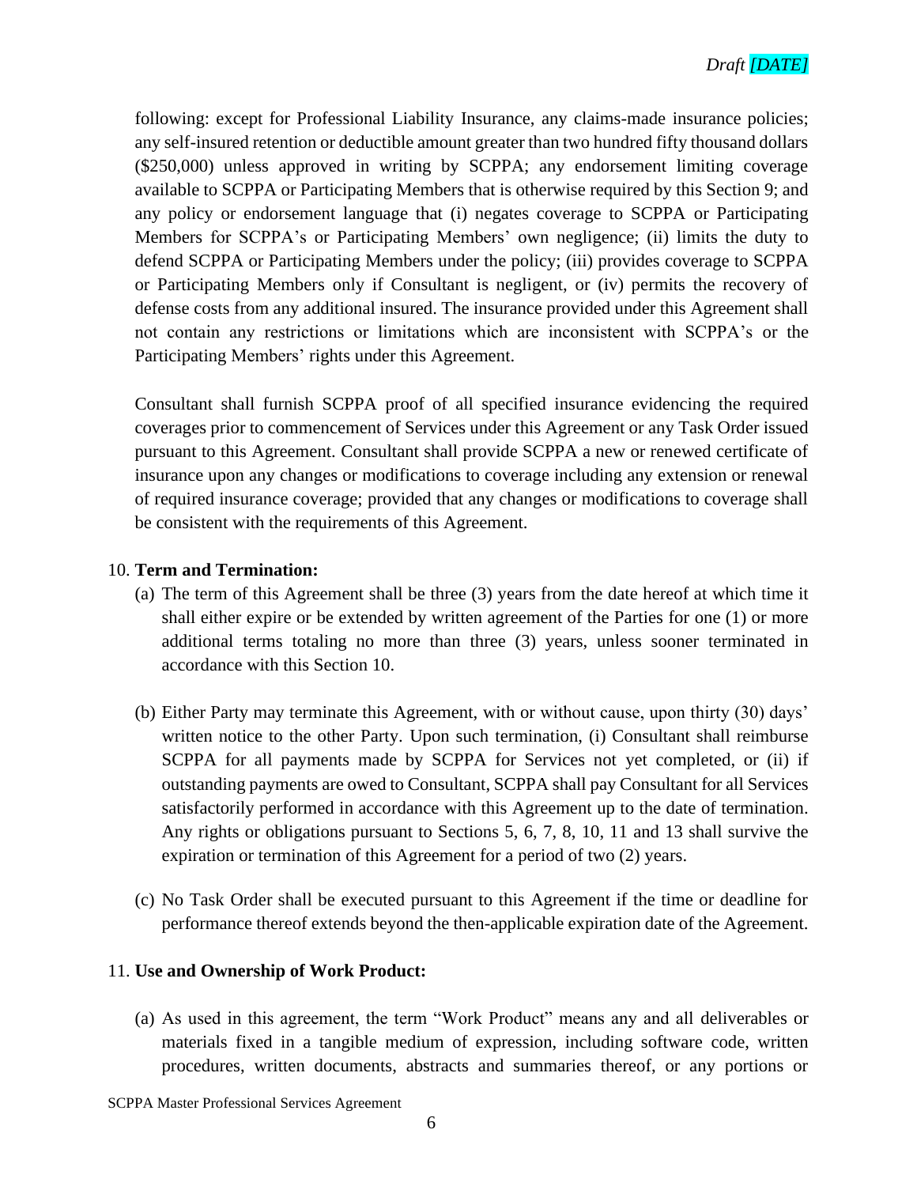following: except for Professional Liability Insurance, any claims-made insurance policies; any self-insured retention or deductible amount greater than two hundred fifty thousand dollars ($250,000) unless approved in writing by SCPPA; any endorsement limiting coverage available to SCPPA or Participating Members that is otherwise required by this Section 9; and any policy or endorsement language that (i) negates coverage to SCPPA or Participating Members for SCPPA's or Participating Members' own negligence; (ii) limits the duty to defend SCPPA or Participating Members under the policy; (iii) provides coverage to SCPPA or Participating Members only if Consultant is negligent, or (iv) permits the recovery of defense costs from any additional insured. The insurance provided under this Agreement shall not contain any restrictions or limitations which are inconsistent with SCPPA's or the Participating Members' rights under this Agreement.

Consultant shall furnish SCPPA proof of all specified insurance evidencing the required coverages prior to commencement of Services under this Agreement or any Task Order issued pursuant to this Agreement. Consultant shall provide SCPPA a new or renewed certificate of insurance upon any changes or modifications to coverage including any extension or renewal of required insurance coverage; provided that any changes or modifications to coverage shall be consistent with the requirements of this Agreement.

10. **Term and Termination:**

(a) The term of this Agreement shall be three (3) years from the date hereof at which time it shall either expire or be extended by written agreement of the Parties for one (1) or more additional terms totaling no more than three (3) years, unless sooner terminated in accordance with this Section 10.

(b) Either Party may terminate this Agreement, with or without cause, upon thirty (30) days' written notice to the other Party. Upon such termination, (i) Consultant shall reimburse SCPPA for all payments made by SCPPA for Services not yet completed, or (ii) if outstanding payments are owed to Consultant, SCPPA shall pay Consultant for all Services satisfactorily performed in accordance with this Agreement up to the date of termination. Any rights or obligations pursuant to Sections 5, 6, 7, 8, 10, 11 and 13 shall survive the expiration or termination of this Agreement for a period of two (2) years.

(c) No Task Order shall be executed pursuant to this Agreement if the time or deadline for performance thereof extends beyond the then-applicable expiration date of the Agreement.

11. **Use and Ownership of Work Product:**

(a) As used in this agreement, the term "Work Product" means any and all deliverables or materials fixed in a tangible medium of expression, including software code, written procedures, written documents, abstracts and summaries thereof, or any portions or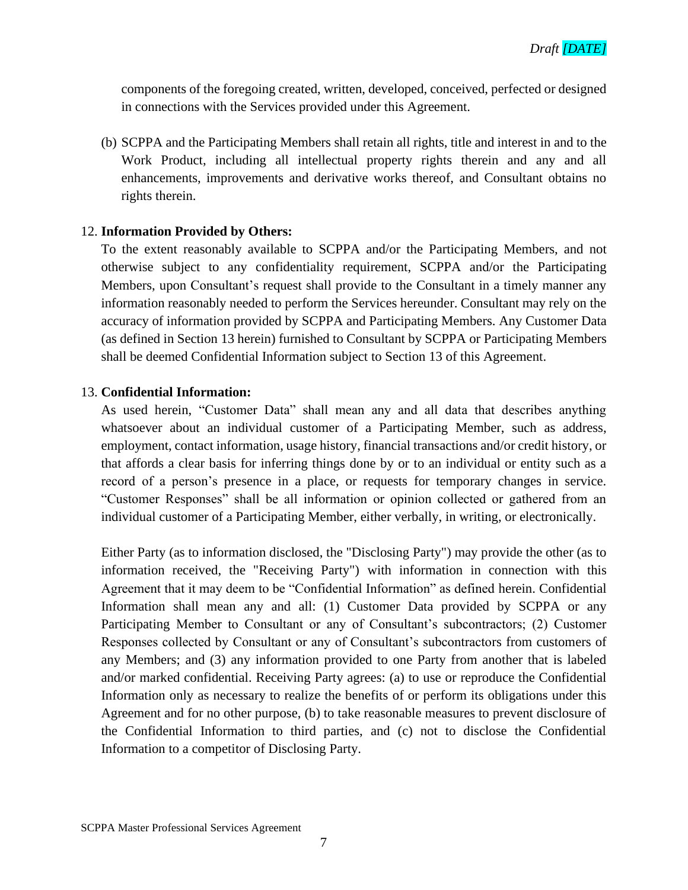components of the foregoing created, written, developed, conceived, perfected or designed in connections with the Services provided under this Agreement.

(b) SCPPA and the Participating Members shall retain all rights, title and interest in and to the Work Product, including all intellectual property rights therein and any and all enhancements, improvements and derivative works thereof, and Consultant obtains no rights therein.

12. **Information Provided by Others:**
To the extent reasonably available to SCPPA and/or the Participating Members, and not otherwise subject to any confidentiality requirement, SCPPA and/or the Participating Members, upon Consultant's request shall provide to the Consultant in a timely manner any information reasonably needed to perform the Services hereunder. Consultant may rely on the accuracy of information provided by SCPPA and Participating Members. Any Customer Data (as defined in Section 13 herein) furnished to Consultant by SCPPA or Participating Members shall be deemed Confidential Information subject to Section 13 of this Agreement.

13. **Confidential Information:**
As used herein, "Customer Data" shall mean any and all data that describes anything whatsoever about an individual customer of a Participating Member, such as address, employment, contact information, usage history, financial transactions and/or credit history, or that affords a clear basis for inferring things done by or to an individual or entity such as a record of a person's presence in a place, or requests for temporary changes in service. "Customer Responses" shall be all information or opinion collected or gathered from an individual customer of a Participating Member, either verbally, in writing, or electronically.

Either Party (as to information disclosed, the "Disclosing Party") may provide the other (as to information received, the "Receiving Party") with information in connection with this Agreement that it may deem to be "Confidential Information" as defined herein. Confidential Information shall mean any and all: (1) Customer Data provided by SCPPA or any Participating Member to Consultant or any of Consultant's subcontractors; (2) Customer Responses collected by Consultant or any of Consultant's subcontractors from customers of any Members; and (3) any information provided to one Party from another that is labeled and/or marked confidential. Receiving Party agrees: (a) to use or reproduce the Confidential Information only as necessary to realize the benefits of or perform its obligations under this Agreement and for no other purpose, (b) to take reasonable measures to prevent disclosure of the Confidential Information to third parties, and (c) not to disclose the Confidential Information to a competitor of Disclosing Party.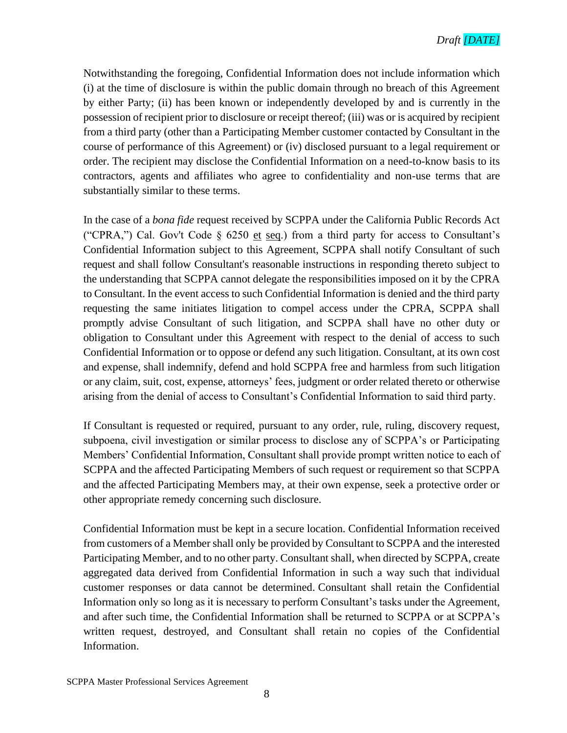Notwithstanding the foregoing, Confidential Information does not include information which (i) at the time of disclosure is within the public domain through no breach of this Agreement by either Party; (ii) has been known or independently developed by and is currently in the possession of recipient prior to disclosure or receipt thereof; (iii) was or is acquired by recipient from a third party (other than a Participating Member customer contacted by Consultant in the course of performance of this Agreement) or (iv) disclosed pursuant to a legal requirement or order. The recipient may disclose the Confidential Information on a need-to-know basis to its contractors, agents and affiliates who agree to confidentiality and non-use terms that are substantially similar to these terms.

In the case of a *bona fide* request received by SCPPA under the California Public Records Act ("CPRA,") Cal. Gov't Code § 6250 et seq.) from a third party for access to Consultant's Confidential Information subject to this Agreement, SCPPA shall notify Consultant of such request and shall follow Consultant's reasonable instructions in responding thereto subject to the understanding that SCPPA cannot delegate the responsibilities imposed on it by the CPRA to Consultant. In the event access to such Confidential Information is denied and the third party requesting the same initiates litigation to compel access under the CPRA, SCPPA shall promptly advise Consultant of such litigation, and SCPPA shall have no other duty or obligation to Consultant under this Agreement with respect to the denial of access to such Confidential Information or to oppose or defend any such litigation. Consultant, at its own cost and expense, shall indemnify, defend and hold SCPPA free and harmless from such litigation or any claim, suit, cost, expense, attorneys' fees, judgment or order related thereto or otherwise arising from the denial of access to Consultant's Confidential Information to said third party.

If Consultant is requested or required, pursuant to any order, rule, ruling, discovery request, subpoena, civil investigation or similar process to disclose any of SCPPA's or Participating Members' Confidential Information, Consultant shall provide prompt written notice to each of SCPPA and the affected Participating Members of such request or requirement so that SCPPA and the affected Participating Members may, at their own expense, seek a protective order or other appropriate remedy concerning such disclosure.

Confidential Information must be kept in a secure location. Confidential Information received from customers of a Member shall only be provided by Consultant to SCPPA and the interested Participating Member, and to no other party. Consultant shall, when directed by SCPPA, create aggregated data derived from Confidential Information in such a way such that individual customer responses or data cannot be determined. Consultant shall retain the Confidential Information only so long as it is necessary to perform Consultant's tasks under the Agreement, and after such time, the Confidential Information shall be returned to SCPPA or at SCPPA's written request, destroyed, and Consultant shall retain no copies of the Confidential Information.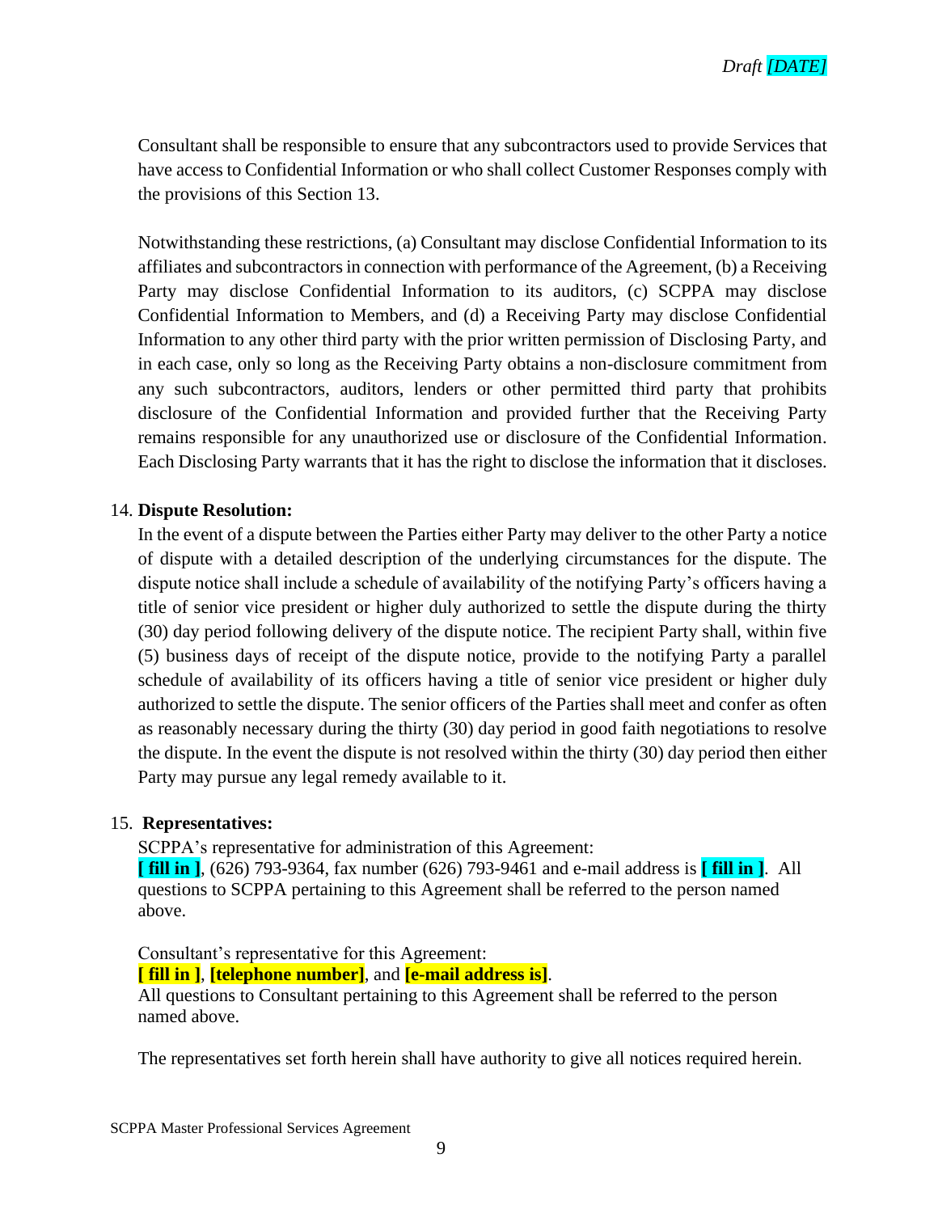Consultant shall be responsible to ensure that any subcontractors used to provide Services that have access to Confidential Information or who shall collect Customer Responses comply with the provisions of this Section 13.

Notwithstanding these restrictions, (a) Consultant may disclose Confidential Information to its affiliates and subcontractors in connection with performance of the Agreement, (b) a Receiving Party may disclose Confidential Information to its auditors, (c) SCPPA may disclose Confidential Information to Members, and (d) a Receiving Party may disclose Confidential Information to any other third party with the prior written permission of Disclosing Party, and in each case, only so long as the Receiving Party obtains a non-disclosure commitment from any such subcontractors, auditors, lenders or other permitted third party that prohibits disclosure of the Confidential Information and provided further that the Receiving Party remains responsible for any unauthorized use or disclosure of the Confidential Information. Each Disclosing Party warrants that it has the right to disclose the information that it discloses.

14. **Dispute Resolution:**

In the event of a dispute between the Parties either Party may deliver to the other Party a notice of dispute with a detailed description of the underlying circumstances for the dispute. The dispute notice shall include a schedule of availability of the notifying Party's officers having a title of senior vice president or higher duly authorized to settle the dispute during the thirty (30) day period following delivery of the dispute notice. The recipient Party shall, within five (5) business days of receipt of the dispute notice, provide to the notifying Party a parallel schedule of availability of its officers having a title of senior vice president or higher duly authorized to settle the dispute. The senior officers of the Parties shall meet and confer as often as reasonably necessary during the thirty (30) day period in good faith negotiations to resolve the dispute. In the event the dispute is not resolved within the thirty (30) day period then either Party may pursue any legal remedy available to it.

15. **Representatives:**

SCPPA's representative for administration of this Agreement:
**[ fill in ]**, (626) 793-9364, fax number (626) 793-9461 and e-mail address is **[ fill in ]**. All questions to SCPPA pertaining to this Agreement shall be referred to the person named above.

Consultant's representative for this Agreement:
**[ fill in ]**, **[telephone number]**, and **[e-mail address is]**.
All questions to Consultant pertaining to this Agreement shall be referred to the person named above.

The representatives set forth herein shall have authority to give all notices required herein.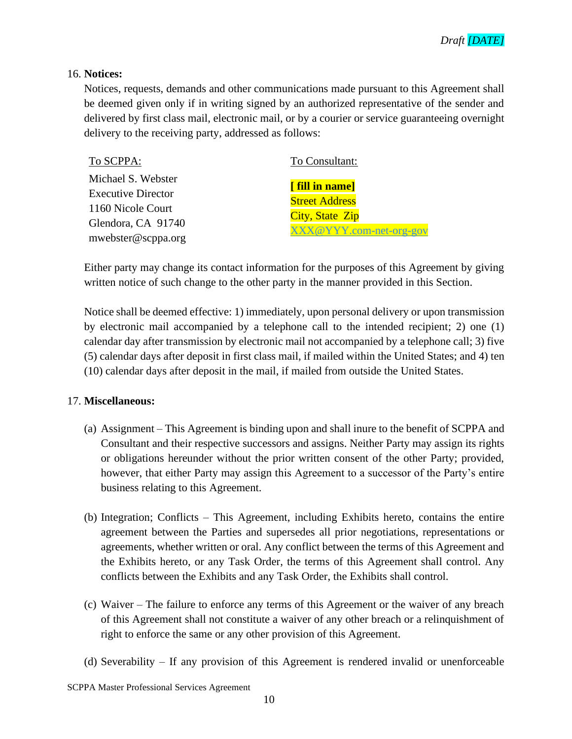16. **Notices:**

Notices, requests, demands and other communications made pursuant to this Agreement shall be deemed given only if in writing signed by an authorized representative of the sender and delivered by first class mail, electronic mail, or by a courier or service guaranteeing overnight delivery to the receiving party, addressed as follows:

| To SCPPA: | To Consultant: |
|---|---|
| Michael S. Webster<br>Executive Director<br>1160 Nicole Court<br>Glendora, CA 91740<br>mwebster@scppa.org | **[ fill in name]**<br>Street Address<br>City, State Zip<br>XXX@YYY.com-net-org-gov |

Either party may change its contact information for the purposes of this Agreement by giving written notice of such change to the other party in the manner provided in this Section.

Notice shall be deemed effective: 1) immediately, upon personal delivery or upon transmission by electronic mail accompanied by a telephone call to the intended recipient; 2) one (1) calendar day after transmission by electronic mail not accompanied by a telephone call; 3) five (5) calendar days after deposit in first class mail, if mailed within the United States; and 4) ten (10) calendar days after deposit in the mail, if mailed from outside the United States.

17. **Miscellaneous:**

(a) Assignment – This Agreement is binding upon and shall inure to the benefit of SCPPA and Consultant and their respective successors and assigns. Neither Party may assign its rights or obligations hereunder without the prior written consent of the other Party; provided, however, that either Party may assign this Agreement to a successor of the Party's entire business relating to this Agreement.

(b) Integration; Conflicts – This Agreement, including Exhibits hereto, contains the entire agreement between the Parties and supersedes all prior negotiations, representations or agreements, whether written or oral. Any conflict between the terms of this Agreement and the Exhibits hereto, or any Task Order, the terms of this Agreement shall control. Any conflicts between the Exhibits and any Task Order, the Exhibits shall control.

(c) Waiver – The failure to enforce any terms of this Agreement or the waiver of any breach of this Agreement shall not constitute a waiver of any other breach or a relinquishment of right to enforce the same or any other provision of this Agreement.

(d) Severability – If any provision of this Agreement is rendered invalid or unenforceable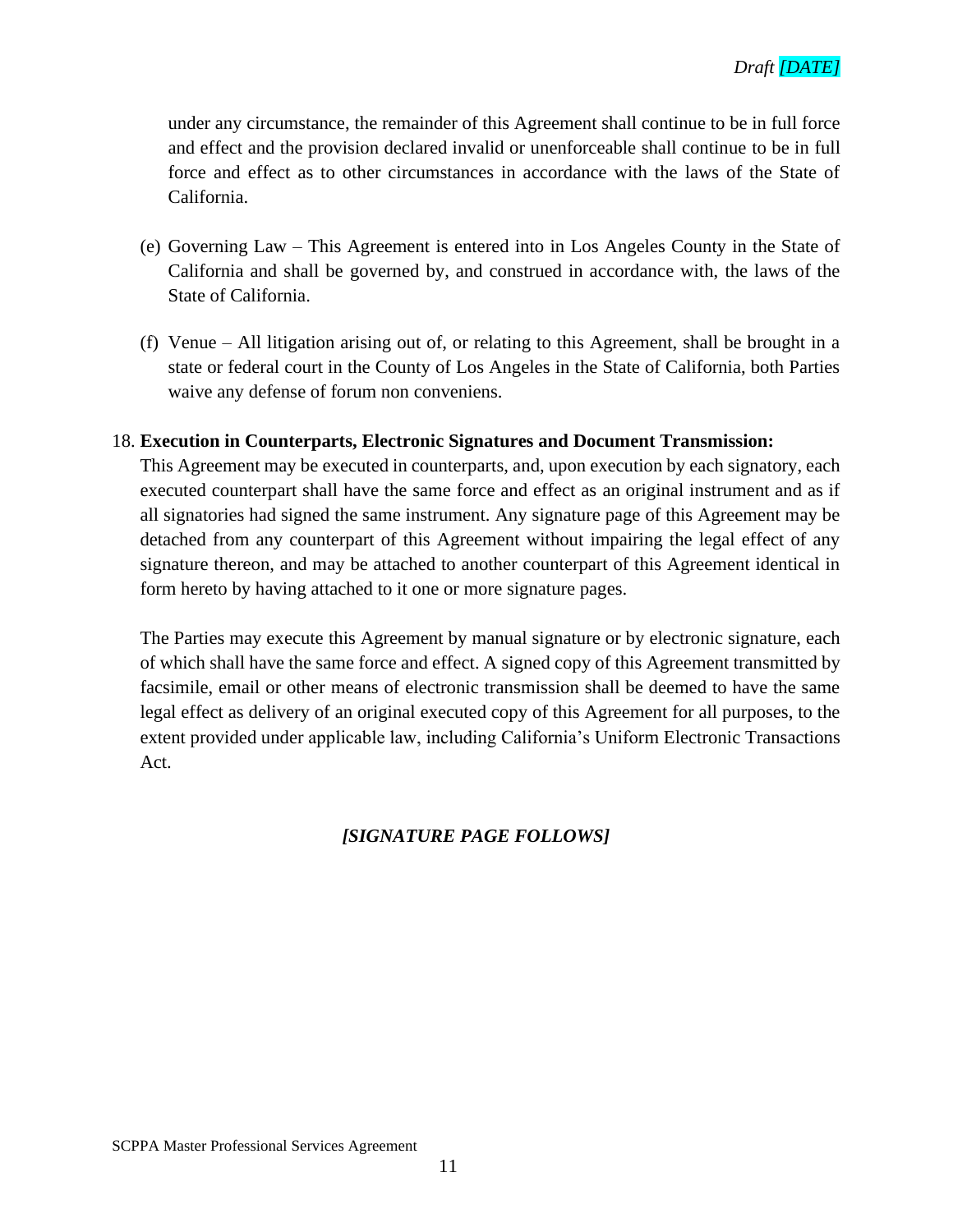under any circumstance, the remainder of this Agreement shall continue to be in full force and effect and the provision declared invalid or unenforceable shall continue to be in full force and effect as to other circumstances in accordance with the laws of the State of California.

(e) Governing Law – This Agreement is entered into in Los Angeles County in the State of California and shall be governed by, and construed in accordance with, the laws of the State of California.

(f) Venue – All litigation arising out of, or relating to this Agreement, shall be brought in a state or federal court in the County of Los Angeles in the State of California, both Parties waive any defense of forum non conveniens.

18. **Execution in Counterparts, Electronic Signatures and Document Transmission:** This Agreement may be executed in counterparts, and, upon execution by each signatory, each executed counterpart shall have the same force and effect as an original instrument and as if all signatories had signed the same instrument. Any signature page of this Agreement may be detached from any counterpart of this Agreement without impairing the legal effect of any signature thereon, and may be attached to another counterpart of this Agreement identical in form hereto by having attached to it one or more signature pages.

    The Parties may execute this Agreement by manual signature or by electronic signature, each of which shall have the same force and effect. A signed copy of this Agreement transmitted by facsimile, email or other means of electronic transmission shall be deemed to have the same legal effect as delivery of an original executed copy of this Agreement for all purposes, to the extent provided under applicable law, including California's Uniform Electronic Transactions Act.

***[SIGNATURE PAGE FOLLOWS]***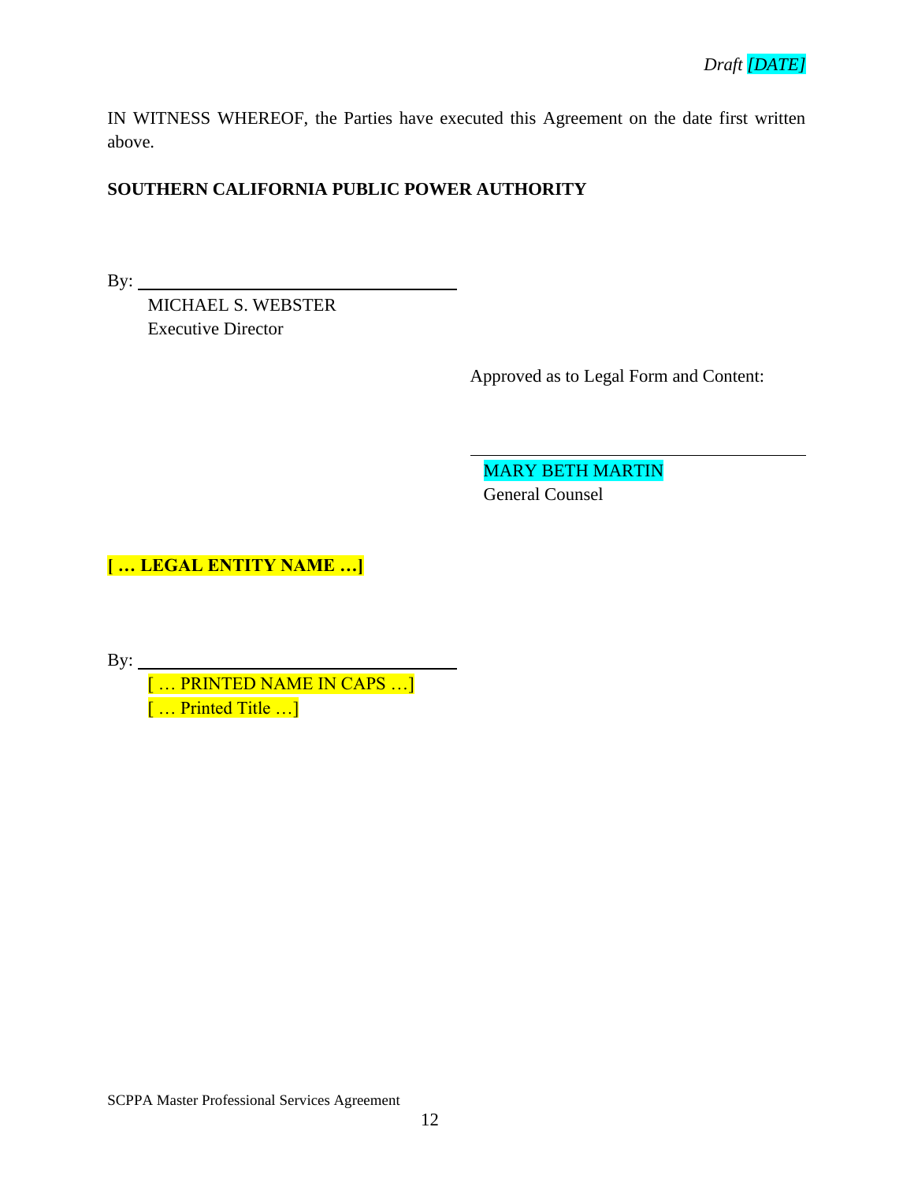*Draft [DATE]*

IN WITNESS WHEREOF, the Parties have executed this Agreement on the date first written above.

**SOUTHERN CALIFORNIA PUBLIC POWER AUTHORITY**

By: ____________________________________

MICHAEL S. WEBSTER
Executive Director

Approved as to Legal Form and Content:

____________________________________

MARY BETH MARTIN
General Counsel

**[ … LEGAL ENTITY NAME …]**

By: ____________________________________

[ … PRINTED NAME IN CAPS …]
[ … Printed Title …]

SCPPA Master Professional Services Agreement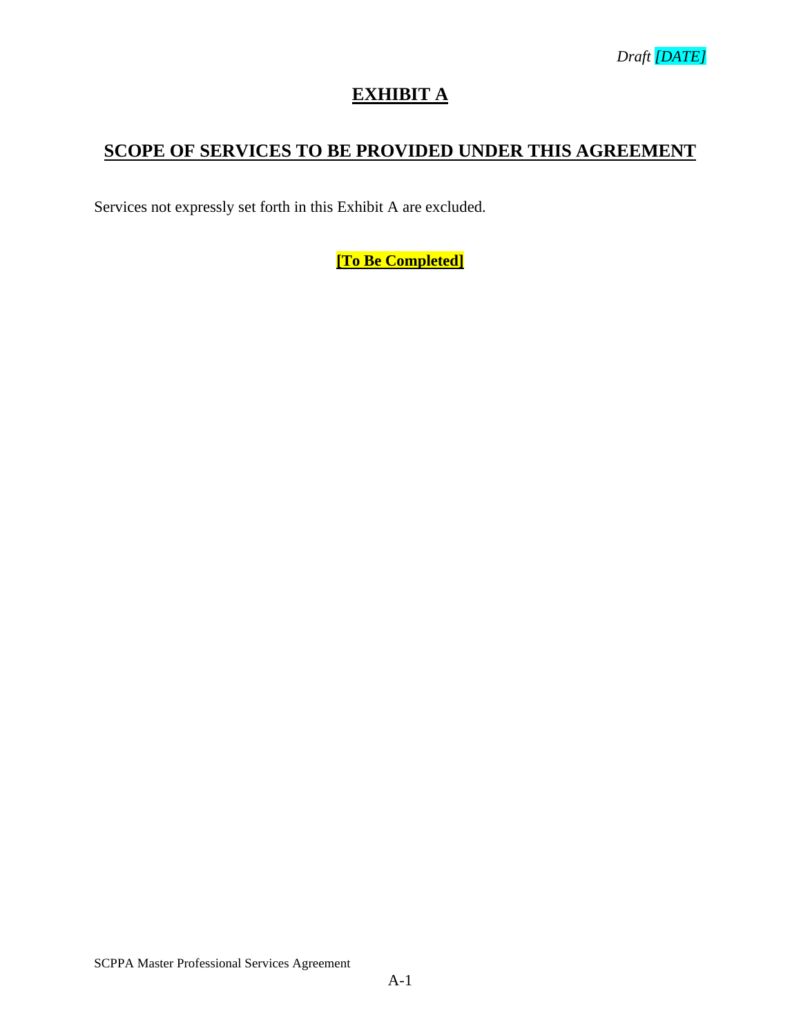*Draft [DATE]*

# EXHIBIT A

## SCOPE OF SERVICES TO BE PROVIDED UNDER THIS AGREEMENT

Services not expressly set forth in this Exhibit A are excluded.

**[To Be Completed]**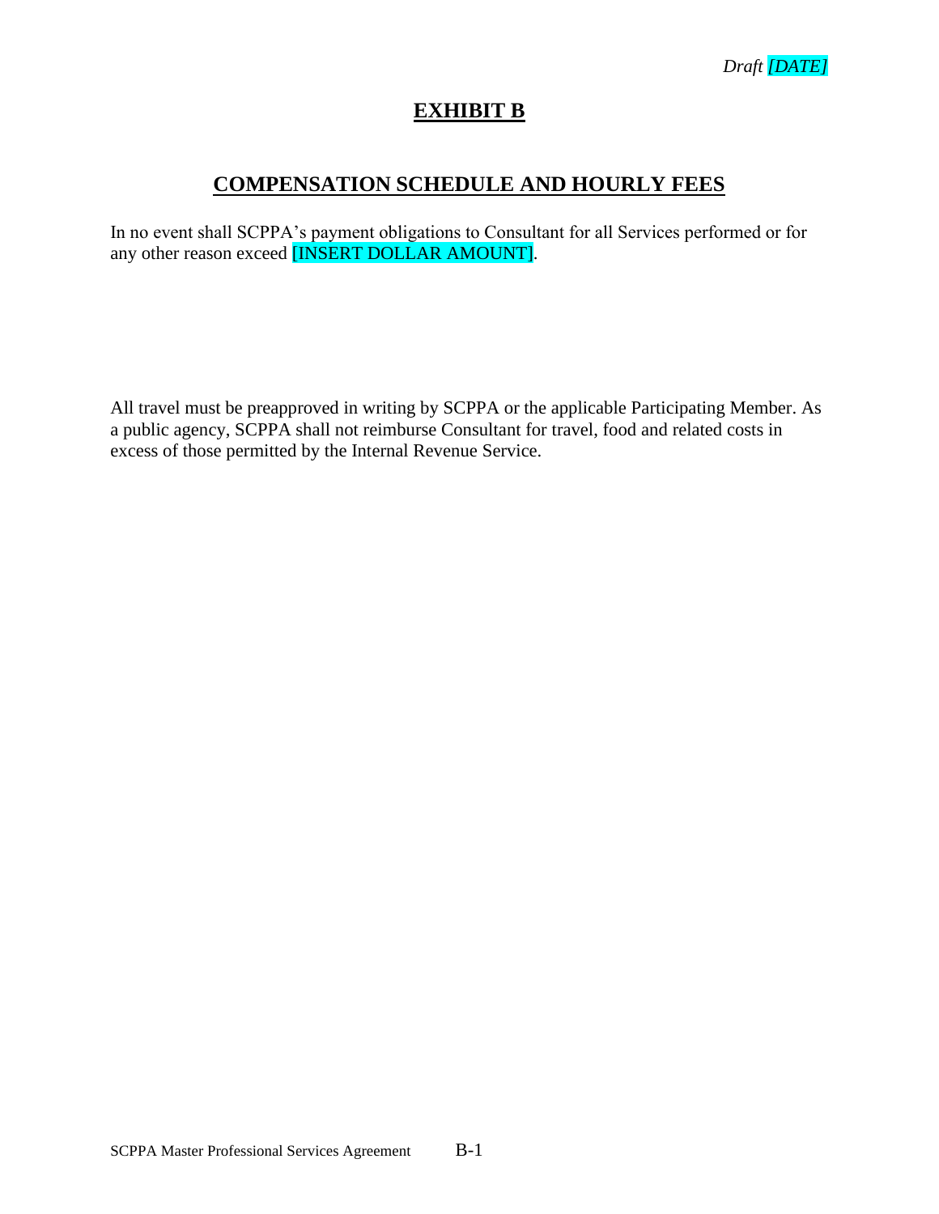*Draft [DATE]*

# EXHIBIT B

## COMPENSATION SCHEDULE AND HOURLY FEES

In no event shall SCPPA's payment obligations to Consultant for all Services performed or for any other reason exceed [INSERT DOLLAR AMOUNT].

All travel must be preapproved in writing by SCPPA or the applicable Participating Member. As a public agency, SCPPA shall not reimburse Consultant for travel, food and related costs in excess of those permitted by the Internal Revenue Service.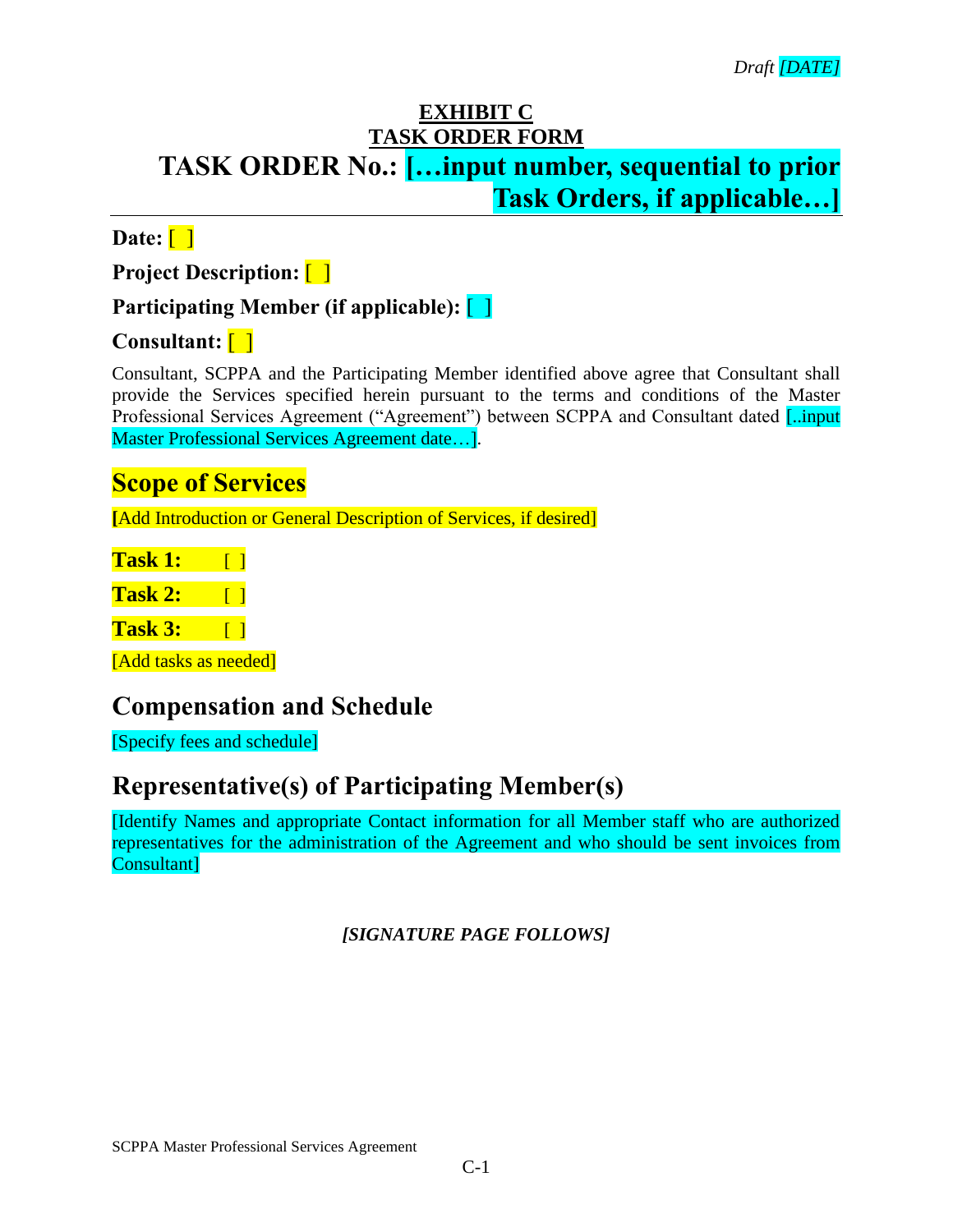*Draft [DATE]*

**EXHIBIT C**
**TASK ORDER FORM**

# TASK ORDER No.: […input number, sequential to prior Task Orders, if applicable…]

**Date:** [ ]

**Project Description:** [ ]

**Participating Member (if applicable):** [ ]

**Consultant:** [ ]

Consultant, SCPPA and the Participating Member identified above agree that Consultant shall provide the Services specified herein pursuant to the terms and conditions of the Master Professional Services Agreement ("Agreement") between SCPPA and Consultant dated [..input Master Professional Services Agreement date…].

## Scope of Services

[Add Introduction or General Description of Services, if desired]

**Task 1:** [ ]

**Task 2:** [ ]

**Task 3:** [ ]

[Add tasks as needed]

## Compensation and Schedule

[Specify fees and schedule]

## Representative(s) of Participating Member(s)

[Identify Names and appropriate Contact information for all Member staff who are authorized representatives for the administration of the Agreement and who should be sent invoices from Consultant]

***[SIGNATURE PAGE FOLLOWS]***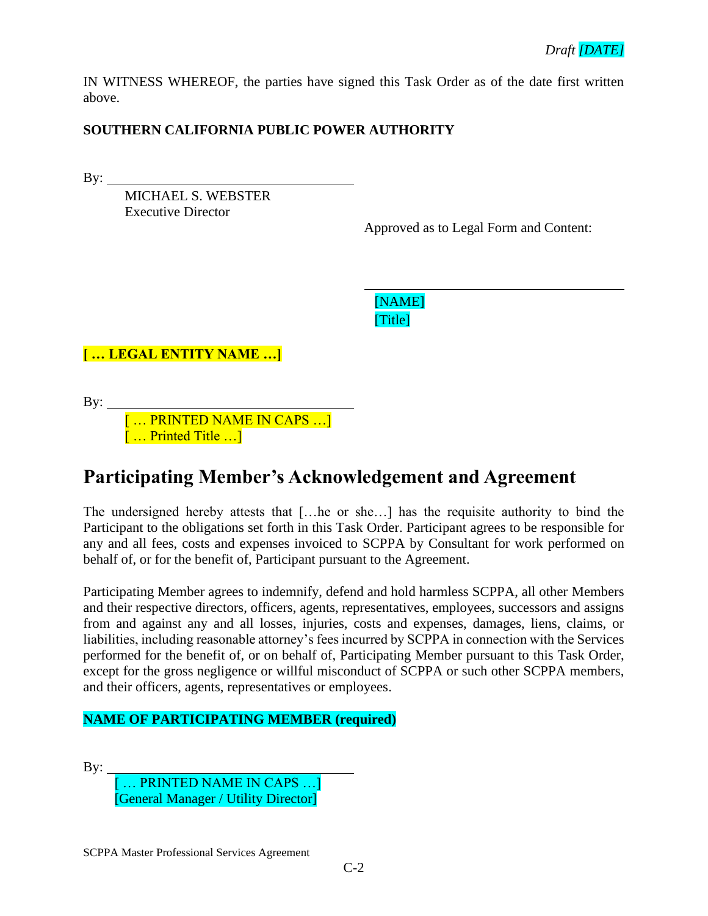*Draft [DATE]*

IN WITNESS WHEREOF, the parties have signed this Task Order as of the date first written above.

**SOUTHERN CALIFORNIA PUBLIC POWER AUTHORITY**

By: ___________________________________

MICHAEL S. WEBSTER
Executive Director

Approved as to Legal Form and Content:

___________________________________

[NAME]
[Title]

**[ … LEGAL ENTITY NAME …]**

By: ___________________________________

[ … PRINTED NAME IN CAPS …]
[ … Printed Title …]

# Participating Member's Acknowledgement and Agreement

The undersigned hereby attests that […he or she…] has the requisite authority to bind the Participant to the obligations set forth in this Task Order. Participant agrees to be responsible for any and all fees, costs and expenses invoiced to SCPPA by Consultant for work performed on behalf of, or for the benefit of, Participant pursuant to the Agreement.

Participating Member agrees to indemnify, defend and hold harmless SCPPA, all other Members and their respective directors, officers, agents, representatives, employees, successors and assigns from and against any and all losses, injuries, costs and expenses, damages, liens, claims, or liabilities, including reasonable attorney's fees incurred by SCPPA in connection with the Services performed for the benefit of, or on behalf of, Participating Member pursuant to this Task Order, except for the gross negligence or willful misconduct of SCPPA or such other SCPPA members, and their officers, agents, representatives or employees.

**NAME OF PARTICIPATING MEMBER (required)**

By: ___________________________________

[ … PRINTED NAME IN CAPS …]
[General Manager / Utility Director]

SCPPA Master Professional Services Agreement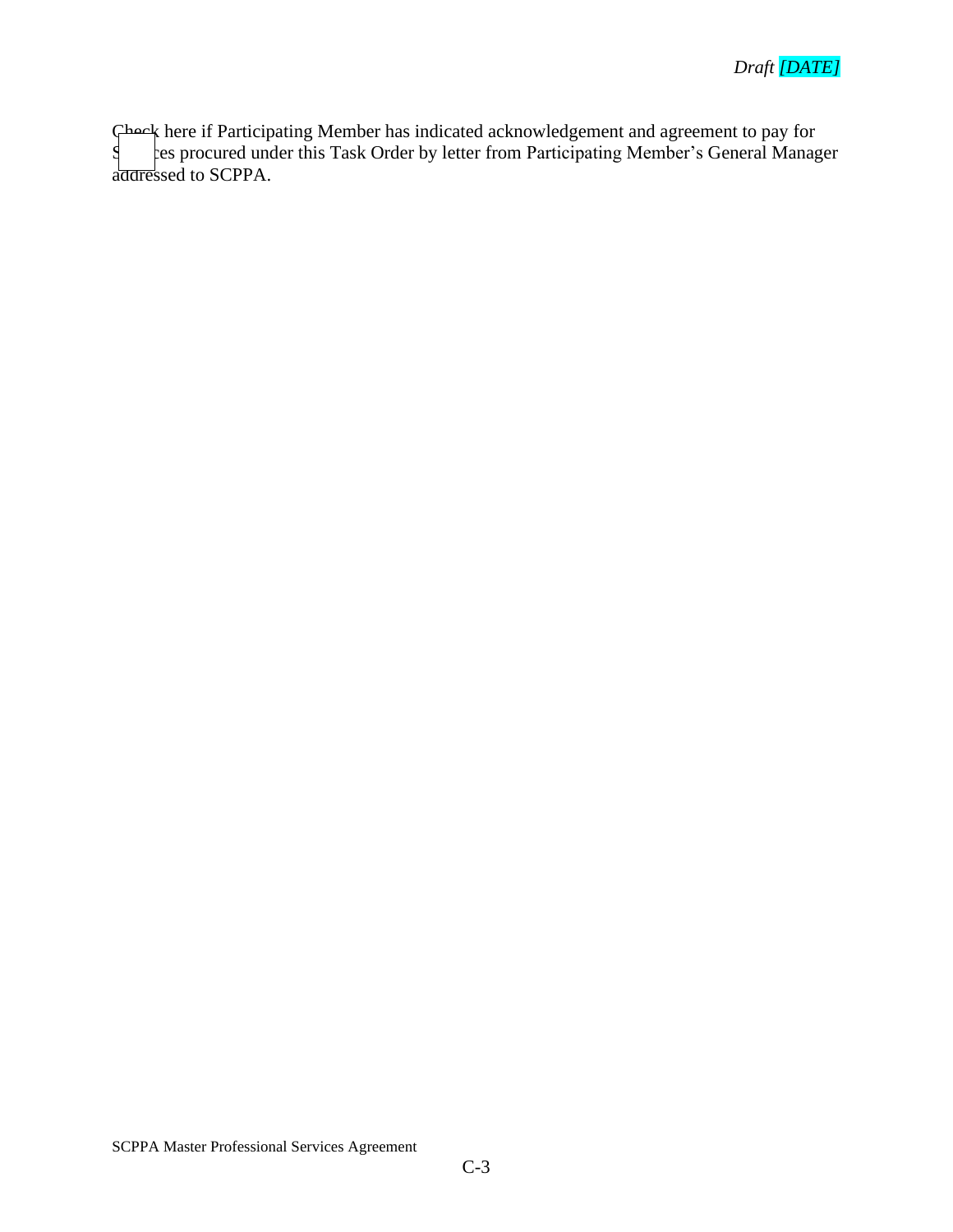☐ Check here if Participating Member has indicated acknowledgement and agreement to pay for Services procured under this Task Order by letter from Participating Member's General Manager addressed to SCPPA.